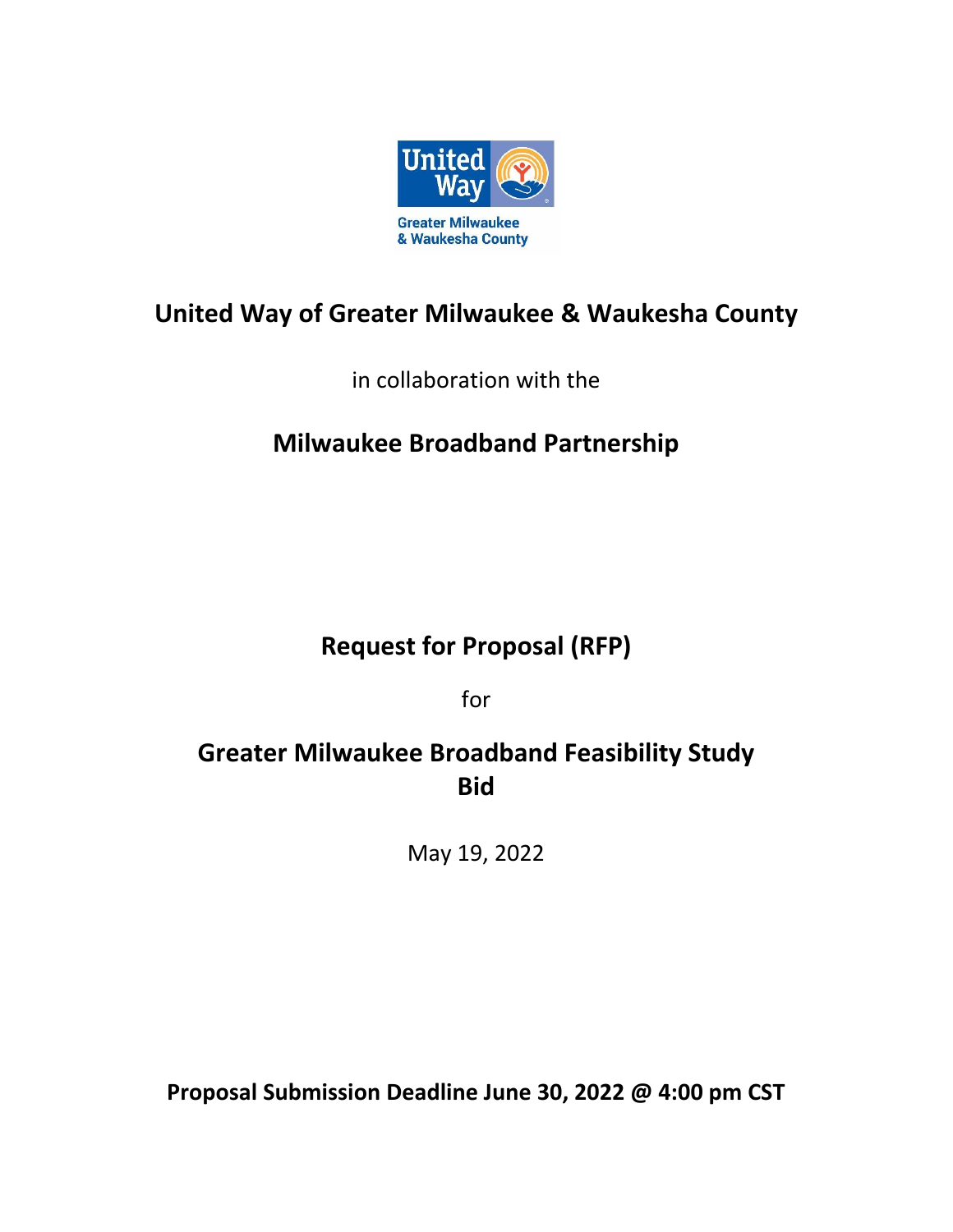# United Way of Greater Milwaukee & Waukesha County

in collaboration with the

## Milwaukee Broadband Partnership

## Request for Proposal (RFP)

for

## Greater Milwaukee Broadband Feasibility Study Bid

May 19, 2022

**Proposal Submission Deadline June 30, 2022 @ 4:00 pm CST**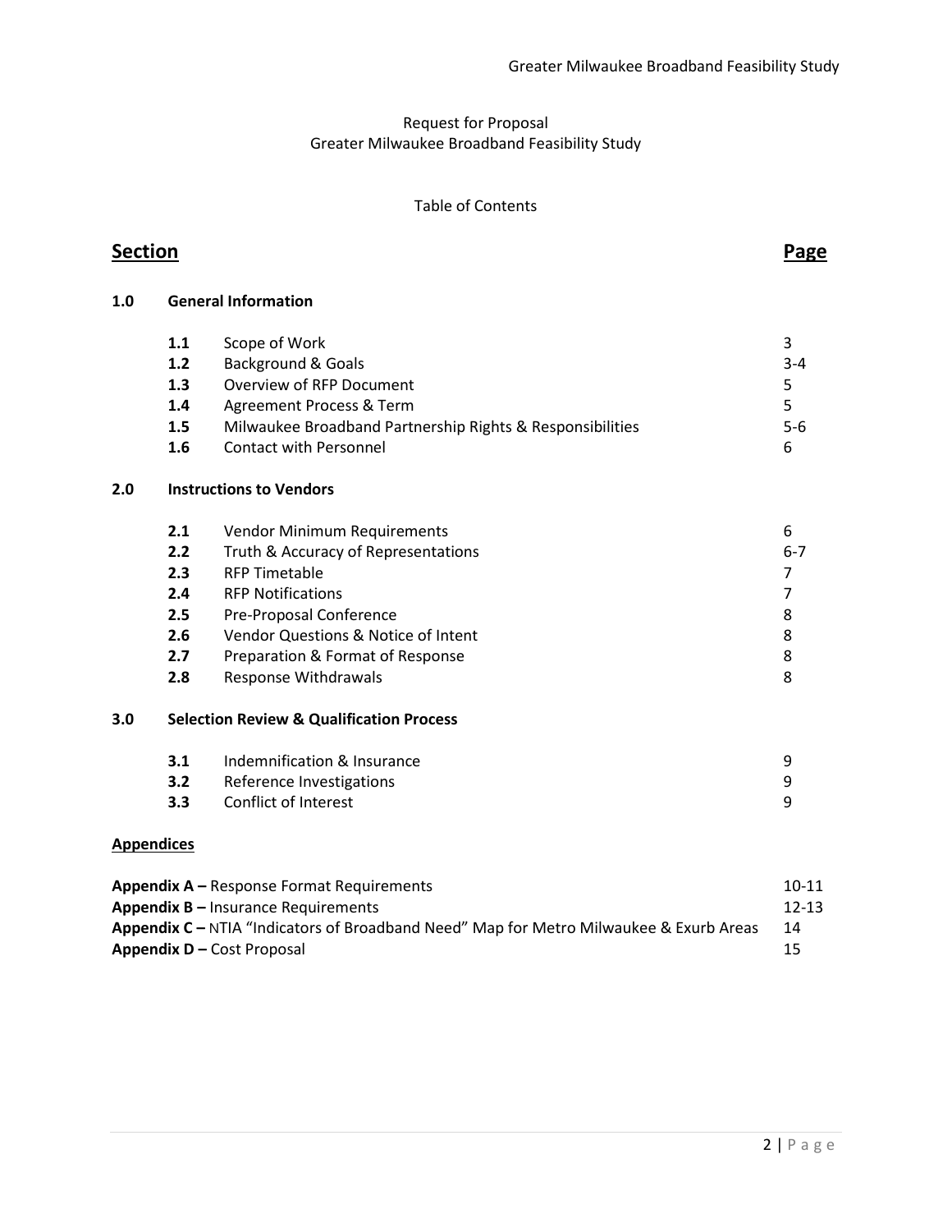Request for Proposal
Greater Milwaukee Broadband Feasibility Study

Table of Contents

| **Section** | | | **Page** |
|---|---|---|---|
| **1.0** | **General Information** | | |
| | **1.1** | Scope of Work | 3 |
| | **1.2** | Background & Goals | 3-4 |
| | **1.3** | Overview of RFP Document | 5 |
| | **1.4** | Agreement Process & Term | 5 |
| | **1.5** | Milwaukee Broadband Partnership Rights & Responsibilities | 5-6 |
| | **1.6** | Contact with Personnel | 6 |
| **2.0** | **Instructions to Vendors** | | |
| | **2.1** | Vendor Minimum Requirements | 6 |
| | **2.2** | Truth & Accuracy of Representations | 6-7 |
| | **2.3** | RFP Timetable | 7 |
| | **2.4** | RFP Notifications | 7 |
| | **2.5** | Pre-Proposal Conference | 8 |
| | **2.6** | Vendor Questions & Notice of Intent | 8 |
| | **2.7** | Preparation & Format of Response | 8 |
| | **2.8** | Response Withdrawals | 8 |
| **3.0** | **Selection Review & Qualification Process** | | |
| | **3.1** | Indemnification & Insurance | 9 |
| | **3.2** | Reference Investigations | 9 |
| | **3.3** | Conflict of Interest | 9 |

**Appendices**

| | |
|---|---|
| **Appendix A –** Response Format Requirements | 10-11 |
| **Appendix B –** Insurance Requirements | 12-13 |
| **Appendix C –** NTIA "Indicators of Broadband Need" Map for Metro Milwaukee & Exurb Areas | 14 |
| **Appendix D –** Cost Proposal | 15 |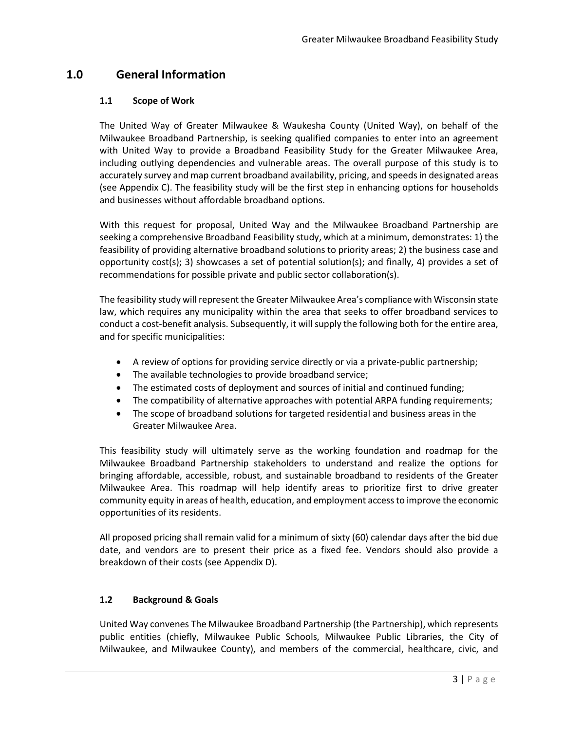# 1.0 General Information

## 1.1 Scope of Work

The United Way of Greater Milwaukee & Waukesha County (United Way), on behalf of the Milwaukee Broadband Partnership, is seeking qualified companies to enter into an agreement with United Way to provide a Broadband Feasibility Study for the Greater Milwaukee Area, including outlying dependencies and vulnerable areas. The overall purpose of this study is to accurately survey and map current broadband availability, pricing, and speeds in designated areas (see Appendix C). The feasibility study will be the first step in enhancing options for households and businesses without affordable broadband options.

With this request for proposal, United Way and the Milwaukee Broadband Partnership are seeking a comprehensive Broadband Feasibility study, which at a minimum, demonstrates: 1) the feasibility of providing alternative broadband solutions to priority areas; 2) the business case and opportunity cost(s); 3) showcases a set of potential solution(s); and finally, 4) provides a set of recommendations for possible private and public sector collaboration(s).

The feasibility study will represent the Greater Milwaukee Area's compliance with Wisconsin state law, which requires any municipality within the area that seeks to offer broadband services to conduct a cost-benefit analysis. Subsequently, it will supply the following both for the entire area, and for specific municipalities:

- A review of options for providing service directly or via a private-public partnership;
- The available technologies to provide broadband service;
- The estimated costs of deployment and sources of initial and continued funding;
- The compatibility of alternative approaches with potential ARPA funding requirements;
- The scope of broadband solutions for targeted residential and business areas in the Greater Milwaukee Area.

This feasibility study will ultimately serve as the working foundation and roadmap for the Milwaukee Broadband Partnership stakeholders to understand and realize the options for bringing affordable, accessible, robust, and sustainable broadband to residents of the Greater Milwaukee Area. This roadmap will help identify areas to prioritize first to drive greater community equity in areas of health, education, and employment access to improve the economic opportunities of its residents.

All proposed pricing shall remain valid for a minimum of sixty (60) calendar days after the bid due date, and vendors are to present their price as a fixed fee. Vendors should also provide a breakdown of their costs (see Appendix D).

## 1.2 Background & Goals

United Way convenes The Milwaukee Broadband Partnership (the Partnership), which represents public entities (chiefly, Milwaukee Public Schools, Milwaukee Public Libraries, the City of Milwaukee, and Milwaukee County), and members of the commercial, healthcare, civic, and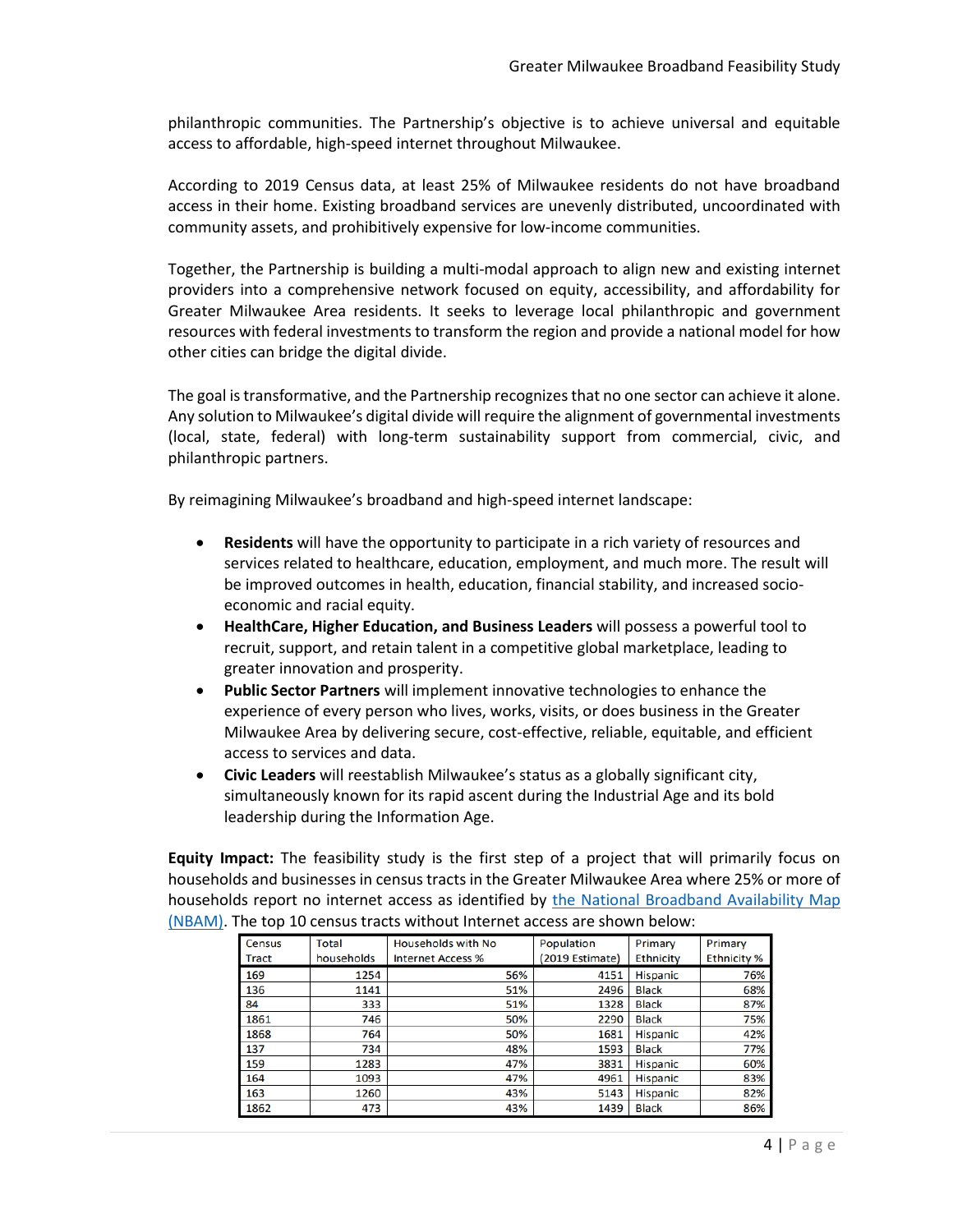philanthropic communities. The Partnership's objective is to achieve universal and equitable access to affordable, high-speed internet throughout Milwaukee.

According to 2019 Census data, at least 25% of Milwaukee residents do not have broadband access in their home. Existing broadband services are unevenly distributed, uncoordinated with community assets, and prohibitively expensive for low-income communities.

Together, the Partnership is building a multi-modal approach to align new and existing internet providers into a comprehensive network focused on equity, accessibility, and affordability for Greater Milwaukee Area residents. It seeks to leverage local philanthropic and government resources with federal investments to transform the region and provide a national model for how other cities can bridge the digital divide.

The goal is transformative, and the Partnership recognizes that no one sector can achieve it alone. Any solution to Milwaukee's digital divide will require the alignment of governmental investments (local, state, federal) with long-term sustainability support from commercial, civic, and philanthropic partners.

By reimagining Milwaukee's broadband and high-speed internet landscape:

- **Residents** will have the opportunity to participate in a rich variety of resources and services related to healthcare, education, employment, and much more. The result will be improved outcomes in health, education, financial stability, and increased socio-economic and racial equity.
- **HealthCare, Higher Education, and Business Leaders** will possess a powerful tool to recruit, support, and retain talent in a competitive global marketplace, leading to greater innovation and prosperity.
- **Public Sector Partners** will implement innovative technologies to enhance the experience of every person who lives, works, visits, or does business in the Greater Milwaukee Area by delivering secure, cost-effective, reliable, equitable, and efficient access to services and data.
- **Civic Leaders** will reestablish Milwaukee's status as a globally significant city, simultaneously known for its rapid ascent during the Industrial Age and its bold leadership during the Information Age.

**Equity Impact:** The feasibility study is the first step of a project that will primarily focus on households and businesses in census tracts in the Greater Milwaukee Area where 25% or more of households report no internet access as identified by [the National Broadband Availability Map (NBAM)](). The top 10 census tracts without Internet access are shown below:

| Census Tract | Total households | Households with No Internet Access % | Population (2019 Estimate) | Primary Ethnicity | Primary Ethnicity % |
|---|---|---|---|---|---|
| 169 | 1254 | 56% | 4151 | Hispanic | 76% |
| 136 | 1141 | 51% | 2496 | Black | 68% |
| 84 | 333 | 51% | 1328 | Black | 87% |
| 1861 | 746 | 50% | 2290 | Black | 75% |
| 1868 | 764 | 50% | 1681 | Hispanic | 42% |
| 137 | 734 | 48% | 1593 | Black | 77% |
| 159 | 1283 | 47% | 3831 | Hispanic | 60% |
| 164 | 1093 | 47% | 4961 | Hispanic | 83% |
| 163 | 1260 | 43% | 5143 | Hispanic | 82% |
| 1862 | 473 | 43% | 1439 | Black | 86% |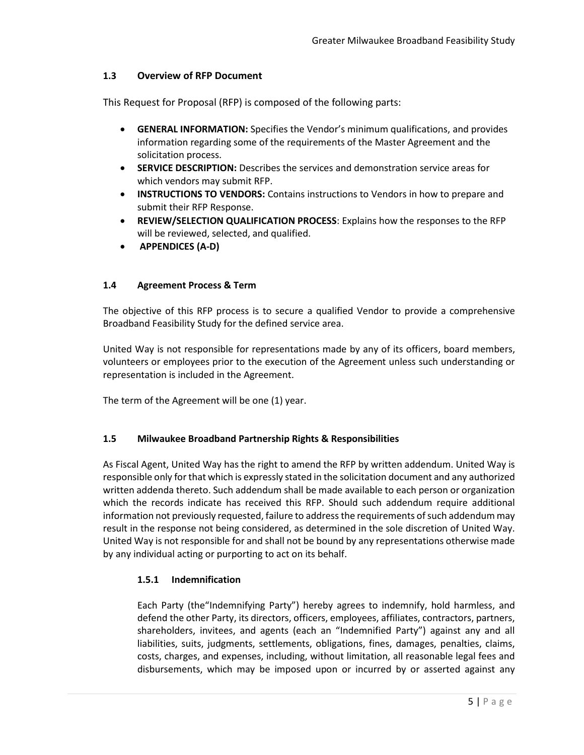### 1.3 Overview of RFP Document

This Request for Proposal (RFP) is composed of the following parts:

- **GENERAL INFORMATION:** Specifies the Vendor's minimum qualifications, and provides information regarding some of the requirements of the Master Agreement and the solicitation process.
- **SERVICE DESCRIPTION:** Describes the services and demonstration service areas for which vendors may submit RFP.
- **INSTRUCTIONS TO VENDORS:** Contains instructions to Vendors in how to prepare and submit their RFP Response.
- **REVIEW/SELECTION QUALIFICATION PROCESS**: Explains how the responses to the RFP will be reviewed, selected, and qualified.
- **APPENDICES (A-D)**

### 1.4 Agreement Process & Term

The objective of this RFP process is to secure a qualified Vendor to provide a comprehensive Broadband Feasibility Study for the defined service area.

United Way is not responsible for representations made by any of its officers, board members, volunteers or employees prior to the execution of the Agreement unless such understanding or representation is included in the Agreement.

The term of the Agreement will be one (1) year.

### 1.5 Milwaukee Broadband Partnership Rights & Responsibilities

As Fiscal Agent, United Way has the right to amend the RFP by written addendum. United Way is responsible only for that which is expressly stated in the solicitation document and any authorized written addenda thereto. Such addendum shall be made available to each person or organization which the records indicate has received this RFP. Should such addendum require additional information not previously requested, failure to address the requirements of such addendum may result in the response not being considered, as determined in the sole discretion of United Way. United Way is not responsible for and shall not be bound by any representations otherwise made by any individual acting or purporting to act on its behalf.

#### 1.5.1 Indemnification

Each Party (the"Indemnifying Party") hereby agrees to indemnify, hold harmless, and defend the other Party, its directors, officers, employees, affiliates, contractors, partners, shareholders, invitees, and agents (each an "Indemnified Party") against any and all liabilities, suits, judgments, settlements, obligations, fines, damages, penalties, claims, costs, charges, and expenses, including, without limitation, all reasonable legal fees and disbursements, which may be imposed upon or incurred by or asserted against any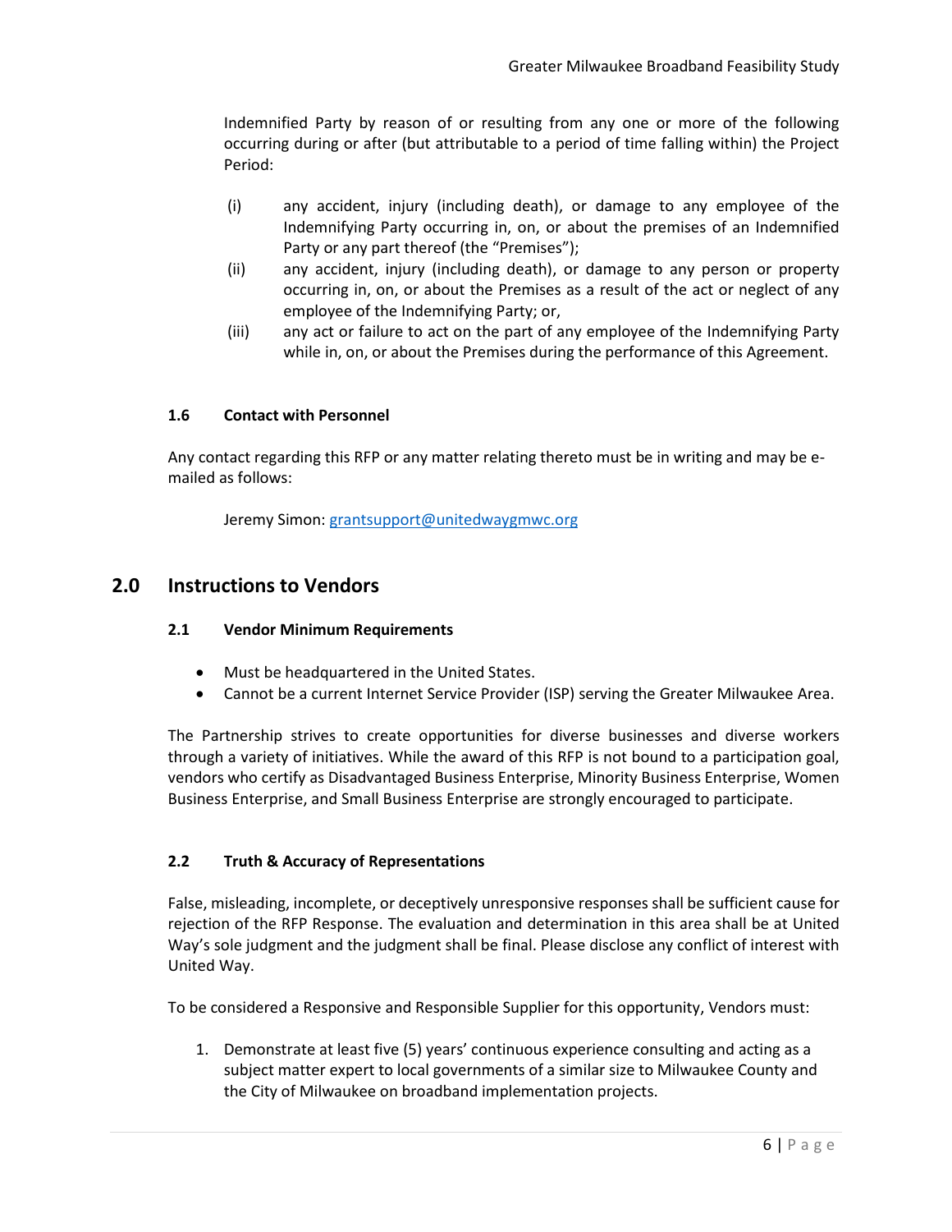Indemnified Party by reason of or resulting from any one or more of the following occurring during or after (but attributable to a period of time falling within) the Project Period:

(i) any accident, injury (including death), or damage to any employee of the Indemnifying Party occurring in, on, or about the premises of an Indemnified Party or any part thereof (the "Premises");

(ii) any accident, injury (including death), or damage to any person or property occurring in, on, or about the Premises as a result of the act or neglect of any employee of the Indemnifying Party; or,

(iii) any act or failure to act on the part of any employee of the Indemnifying Party while in, on, or about the Premises during the performance of this Agreement.

### 1.6 Contact with Personnel

Any contact regarding this RFP or any matter relating thereto must be in writing and may be e-mailed as follows:

Jeremy Simon: [grantsupport@unitedwaygmwc.org](mailto:grantsupport@unitedwaygmwc.org)

## 2.0 Instructions to Vendors

### 2.1 Vendor Minimum Requirements

- Must be headquartered in the United States.
- Cannot be a current Internet Service Provider (ISP) serving the Greater Milwaukee Area.

The Partnership strives to create opportunities for diverse businesses and diverse workers through a variety of initiatives. While the award of this RFP is not bound to a participation goal, vendors who certify as Disadvantaged Business Enterprise, Minority Business Enterprise, Women Business Enterprise, and Small Business Enterprise are strongly encouraged to participate.

### 2.2 Truth & Accuracy of Representations

False, misleading, incomplete, or deceptively unresponsive responses shall be sufficient cause for rejection of the RFP Response. The evaluation and determination in this area shall be at United Way's sole judgment and the judgment shall be final. Please disclose any conflict of interest with United Way.

To be considered a Responsive and Responsible Supplier for this opportunity, Vendors must:

1. Demonstrate at least five (5) years' continuous experience consulting and acting as a subject matter expert to local governments of a similar size to Milwaukee County and the City of Milwaukee on broadband implementation projects.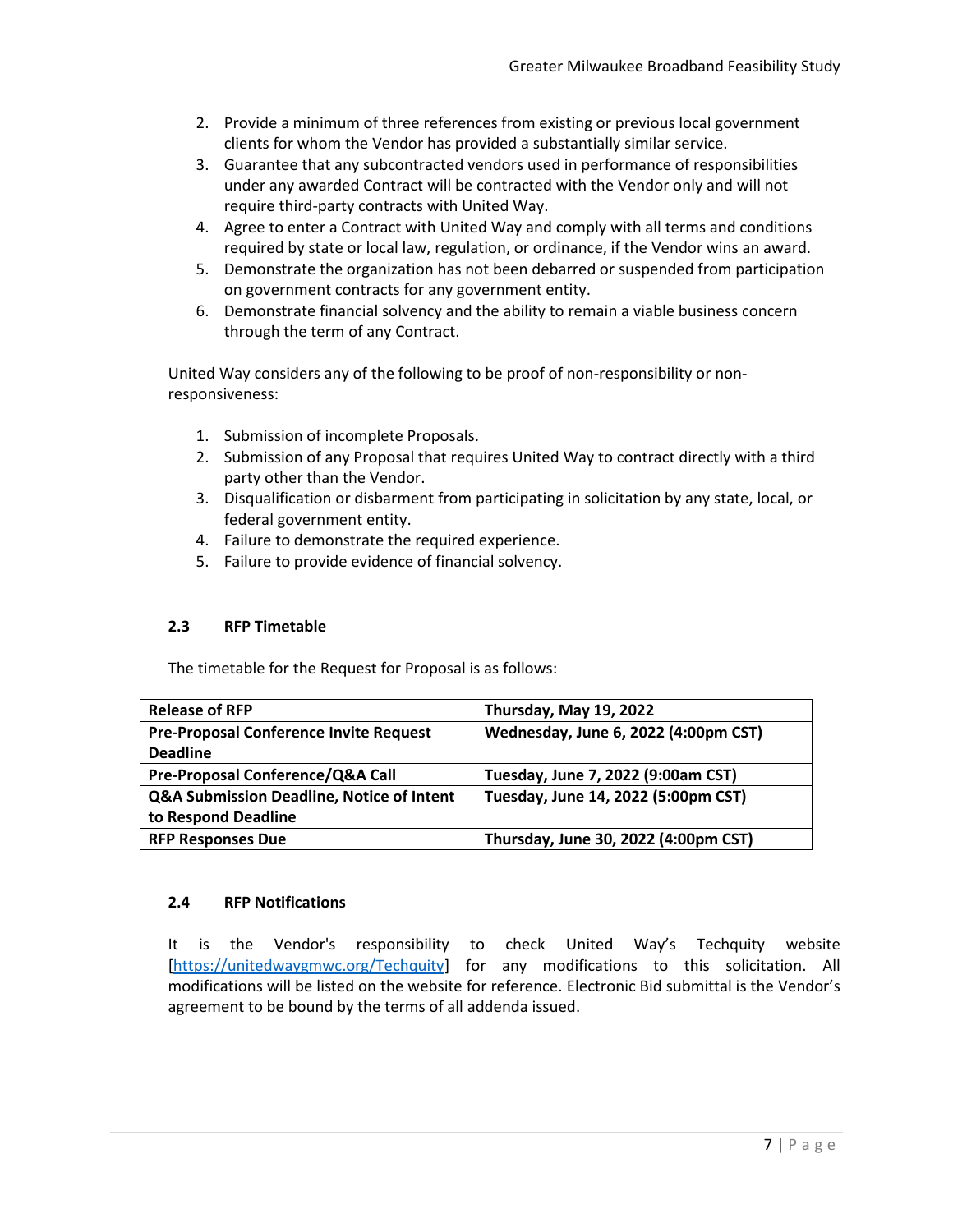2. Provide a minimum of three references from existing or previous local government clients for whom the Vendor has provided a substantially similar service.
3. Guarantee that any subcontracted vendors used in performance of responsibilities under any awarded Contract will be contracted with the Vendor only and will not require third-party contracts with United Way.
4. Agree to enter a Contract with United Way and comply with all terms and conditions required by state or local law, regulation, or ordinance, if the Vendor wins an award.
5. Demonstrate the organization has not been debarred or suspended from participation on government contracts for any government entity.
6. Demonstrate financial solvency and the ability to remain a viable business concern through the term of any Contract.

United Way considers any of the following to be proof of non-responsibility or non-responsiveness:

1. Submission of incomplete Proposals.
2. Submission of any Proposal that requires United Way to contract directly with a third party other than the Vendor.
3. Disqualification or disbarment from participating in solicitation by any state, local, or federal government entity.
4. Failure to demonstrate the required experience.
5. Failure to provide evidence of financial solvency.

### 2.3 RFP Timetable

The timetable for the Request for Proposal is as follows:

| **Release of RFP** | **Thursday, May 19, 2022** |
|---|---|
| **Pre-Proposal Conference Invite Request Deadline** | **Wednesday, June 6, 2022 (4:00pm CST)** |
| **Pre-Proposal Conference/Q&A Call** | **Tuesday, June 7, 2022 (9:00am CST)** |
| **Q&A Submission Deadline, Notice of Intent to Respond Deadline** | **Tuesday, June 14, 2022 (5:00pm CST)** |
| **RFP Responses Due** | **Thursday, June 30, 2022 (4:00pm CST)** |

### 2.4 RFP Notifications

It is the Vendor's responsibility to check United Way's Techquity website [https://unitedwaygmwc.org/Techquity] for any modifications to this solicitation. All modifications will be listed on the website for reference. Electronic Bid submittal is the Vendor's agreement to be bound by the terms of all addenda issued.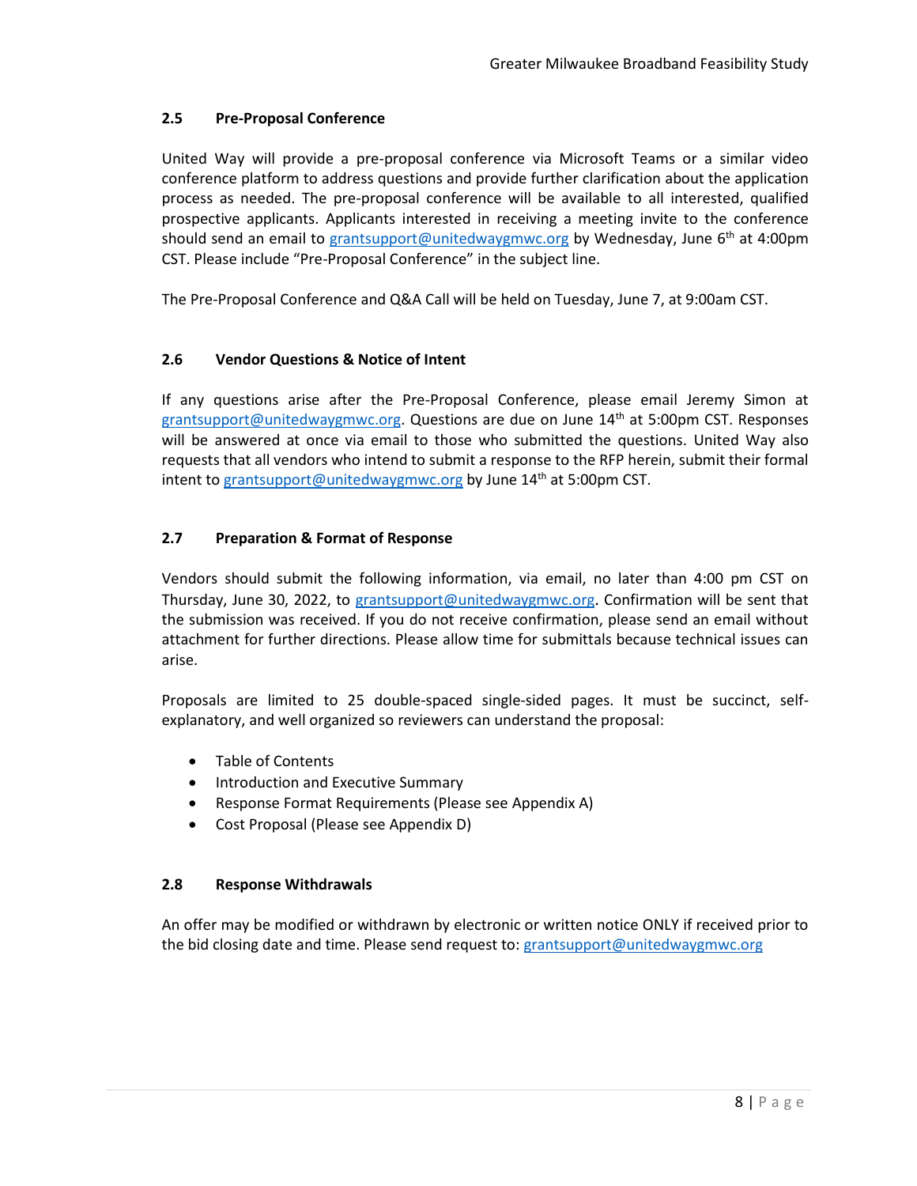### 2.5 Pre-Proposal Conference

United Way will provide a pre-proposal conference via Microsoft Teams or a similar video conference platform to address questions and provide further clarification about the application process as needed. The pre-proposal conference will be available to all interested, qualified prospective applicants. Applicants interested in receiving a meeting invite to the conference should send an email to grantsupport@unitedwaygmwc.org by Wednesday, June 6th at 4:00pm CST. Please include "Pre-Proposal Conference" in the subject line.

The Pre-Proposal Conference and Q&A Call will be held on Tuesday, June 7, at 9:00am CST.

### 2.6 Vendor Questions & Notice of Intent

If any questions arise after the Pre-Proposal Conference, please email Jeremy Simon at grantsupport@unitedwaygmwc.org. Questions are due on June 14th at 5:00pm CST. Responses will be answered at once via email to those who submitted the questions. United Way also requests that all vendors who intend to submit a response to the RFP herein, submit their formal intent to grantsupport@unitedwaygmwc.org by June 14th at 5:00pm CST.

### 2.7 Preparation & Format of Response

Vendors should submit the following information, via email, no later than 4:00 pm CST on Thursday, June 30, 2022, to grantsupport@unitedwaygmwc.org. Confirmation will be sent that the submission was received. If you do not receive confirmation, please send an email without attachment for further directions. Please allow time for submittals because technical issues can arise.

Proposals are limited to 25 double-spaced single-sided pages. It must be succinct, self-explanatory, and well organized so reviewers can understand the proposal:

- Table of Contents
- Introduction and Executive Summary
- Response Format Requirements (Please see Appendix A)
- Cost Proposal (Please see Appendix D)

### 2.8 Response Withdrawals

An offer may be modified or withdrawn by electronic or written notice ONLY if received prior to the bid closing date and time. Please send request to: grantsupport@unitedwaygmwc.org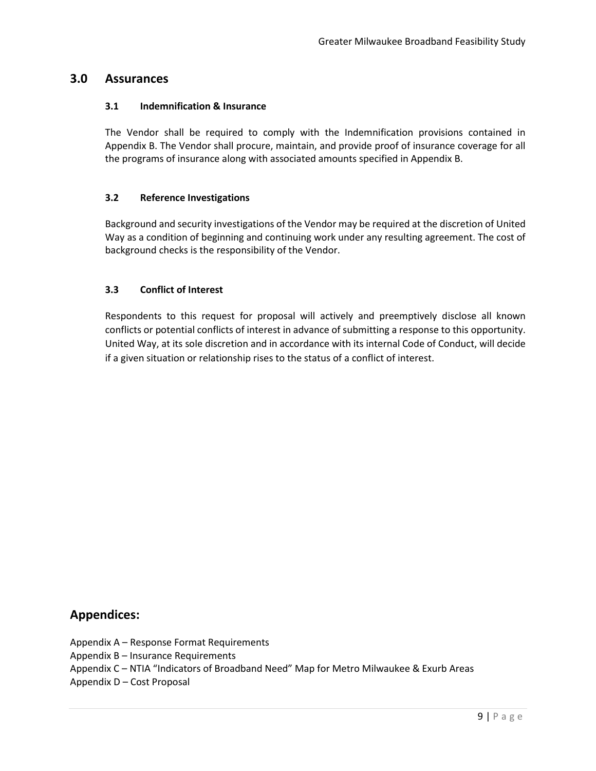## 3.0 Assurances

### 3.1 Indemnification & Insurance

The Vendor shall be required to comply with the Indemnification provisions contained in Appendix B. The Vendor shall procure, maintain, and provide proof of insurance coverage for all the programs of insurance along with associated amounts specified in Appendix B.

### 3.2 Reference Investigations

Background and security investigations of the Vendor may be required at the discretion of United Way as a condition of beginning and continuing work under any resulting agreement. The cost of background checks is the responsibility of the Vendor.

### 3.3 Conflict of Interest

Respondents to this request for proposal will actively and preemptively disclose all known conflicts or potential conflicts of interest in advance of submitting a response to this opportunity. United Way, at its sole discretion and in accordance with its internal Code of Conduct, will decide if a given situation or relationship rises to the status of a conflict of interest.

## Appendices:

Appendix A – Response Format Requirements
Appendix B – Insurance Requirements
Appendix C – NTIA "Indicators of Broadband Need" Map for Metro Milwaukee & Exurb Areas
Appendix D – Cost Proposal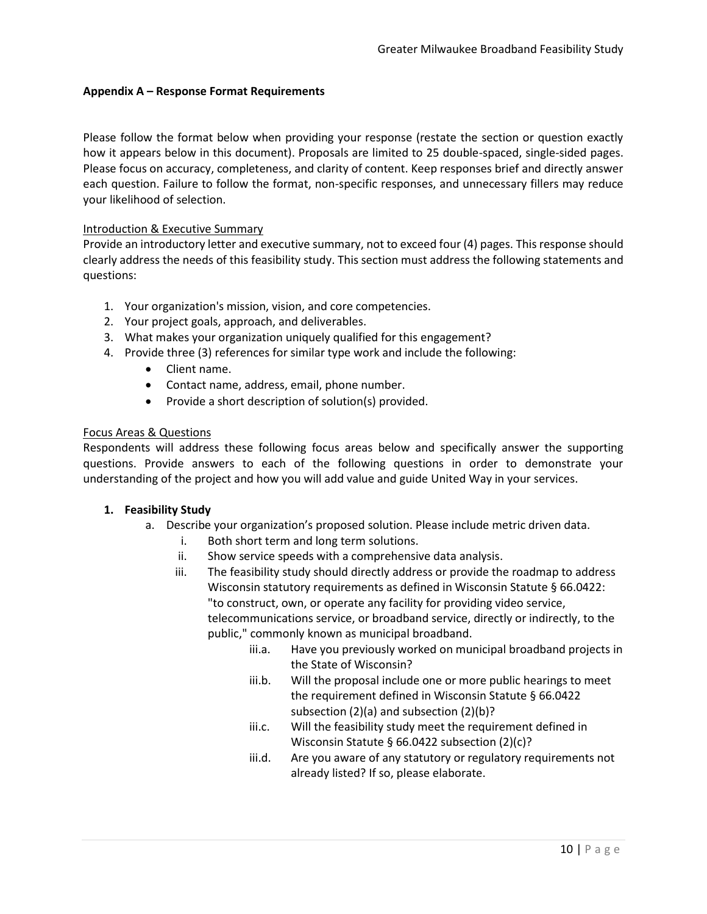## Appendix A – Response Format Requirements

Please follow the format below when providing your response (restate the section or question exactly how it appears below in this document). Proposals are limited to 25 double-spaced, single-sided pages. Please focus on accuracy, completeness, and clarity of content. Keep responses brief and directly answer each question. Failure to follow the format, non-specific responses, and unnecessary fillers may reduce your likelihood of selection.

### Introduction & Executive Summary

Provide an introductory letter and executive summary, not to exceed four (4) pages. This response should clearly address the needs of this feasibility study. This section must address the following statements and questions:

1. Your organization's mission, vision, and core competencies.
2. Your project goals, approach, and deliverables.
3. What makes your organization uniquely qualified for this engagement?
4. Provide three (3) references for similar type work and include the following:
   - Client name.
   - Contact name, address, email, phone number.
   - Provide a short description of solution(s) provided.

### Focus Areas & Questions

Respondents will address these following focus areas below and specifically answer the supporting questions. Provide answers to each of the following questions in order to demonstrate your understanding of the project and how you will add value and guide United Way in your services.

1. **Feasibility Study**
   a. Describe your organization's proposed solution. Please include metric driven data.
      i. Both short term and long term solutions.
      ii. Show service speeds with a comprehensive data analysis.
      iii. The feasibility study should directly address or provide the roadmap to address Wisconsin statutory requirements as defined in Wisconsin Statute § 66.0422: "to construct, own, or operate any facility for providing video service, telecommunications service, or broadband service, directly or indirectly, to the public," commonly known as municipal broadband.
         - iii.a. Have you previously worked on municipal broadband projects in the State of Wisconsin?
         - iii.b. Will the proposal include one or more public hearings to meet the requirement defined in Wisconsin Statute § 66.0422 subsection (2)(a) and subsection (2)(b)?
         - iii.c. Will the feasibility study meet the requirement defined in Wisconsin Statute § 66.0422 subsection (2)(c)?
         - iii.d. Are you aware of any statutory or regulatory requirements not already listed? If so, please elaborate.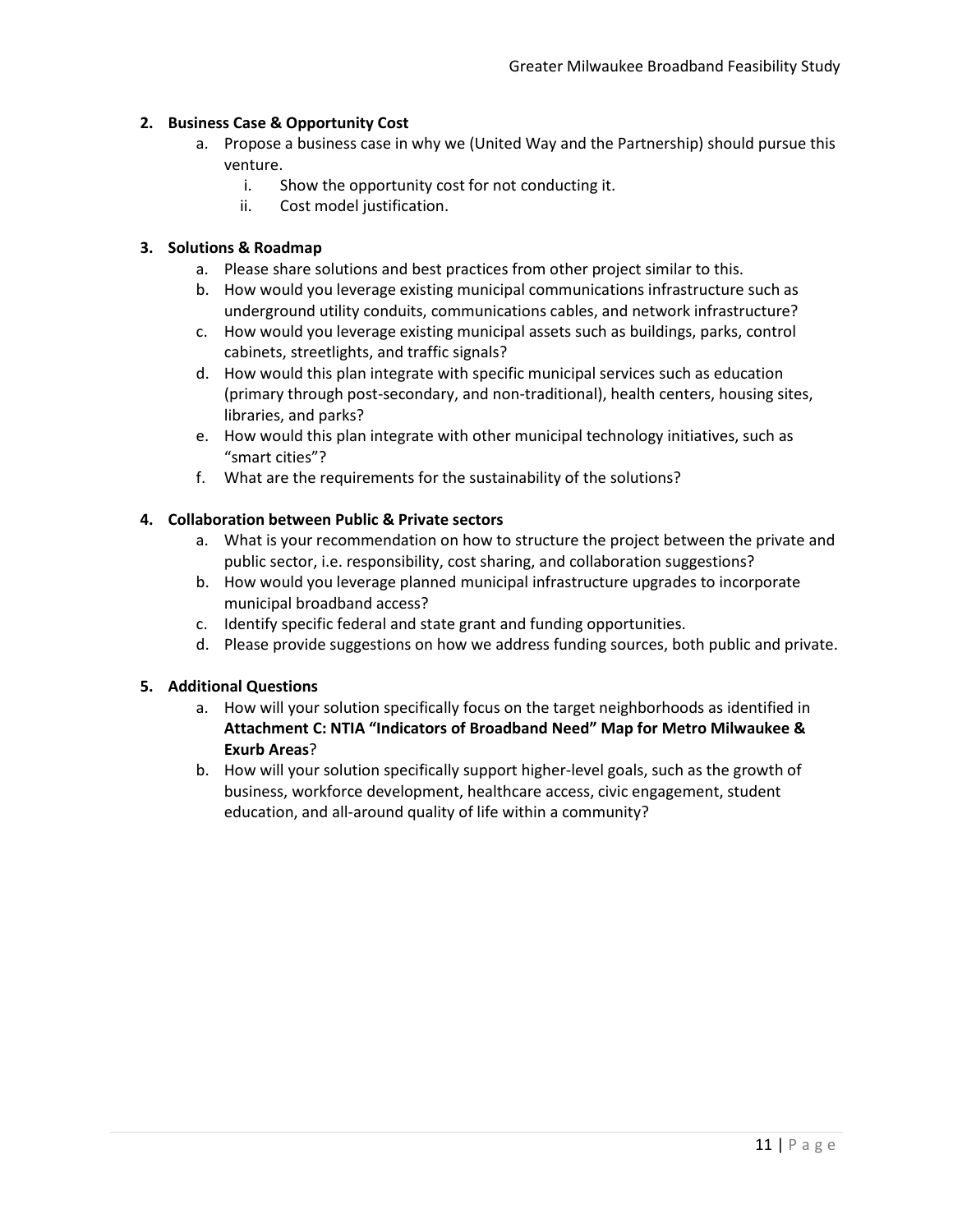**2. Business Case & Opportunity Cost**

a. Propose a business case in why we (United Way and the Partnership) should pursue this venture.
   i. Show the opportunity cost for not conducting it.
   ii. Cost model justification.

**3. Solutions & Roadmap**

a. Please share solutions and best practices from other project similar to this.
b. How would you leverage existing municipal communications infrastructure such as underground utility conduits, communications cables, and network infrastructure?
c. How would you leverage existing municipal assets such as buildings, parks, control cabinets, streetlights, and traffic signals?
d. How would this plan integrate with specific municipal services such as education (primary through post-secondary, and non-traditional), health centers, housing sites, libraries, and parks?
e. How would this plan integrate with other municipal technology initiatives, such as "smart cities"?
f. What are the requirements for the sustainability of the solutions?

**4. Collaboration between Public & Private sectors**

a. What is your recommendation on how to structure the project between the private and public sector, i.e. responsibility, cost sharing, and collaboration suggestions?
b. How would you leverage planned municipal infrastructure upgrades to incorporate municipal broadband access?
c. Identify specific federal and state grant and funding opportunities.
d. Please provide suggestions on how we address funding sources, both public and private.

**5. Additional Questions**

a. How will your solution specifically focus on the target neighborhoods as identified in **Attachment C: NTIA "Indicators of Broadband Need" Map for Metro Milwaukee & Exurb Areas**?
b. How will your solution specifically support higher-level goals, such as the growth of business, workforce development, healthcare access, civic engagement, student education, and all-around quality of life within a community?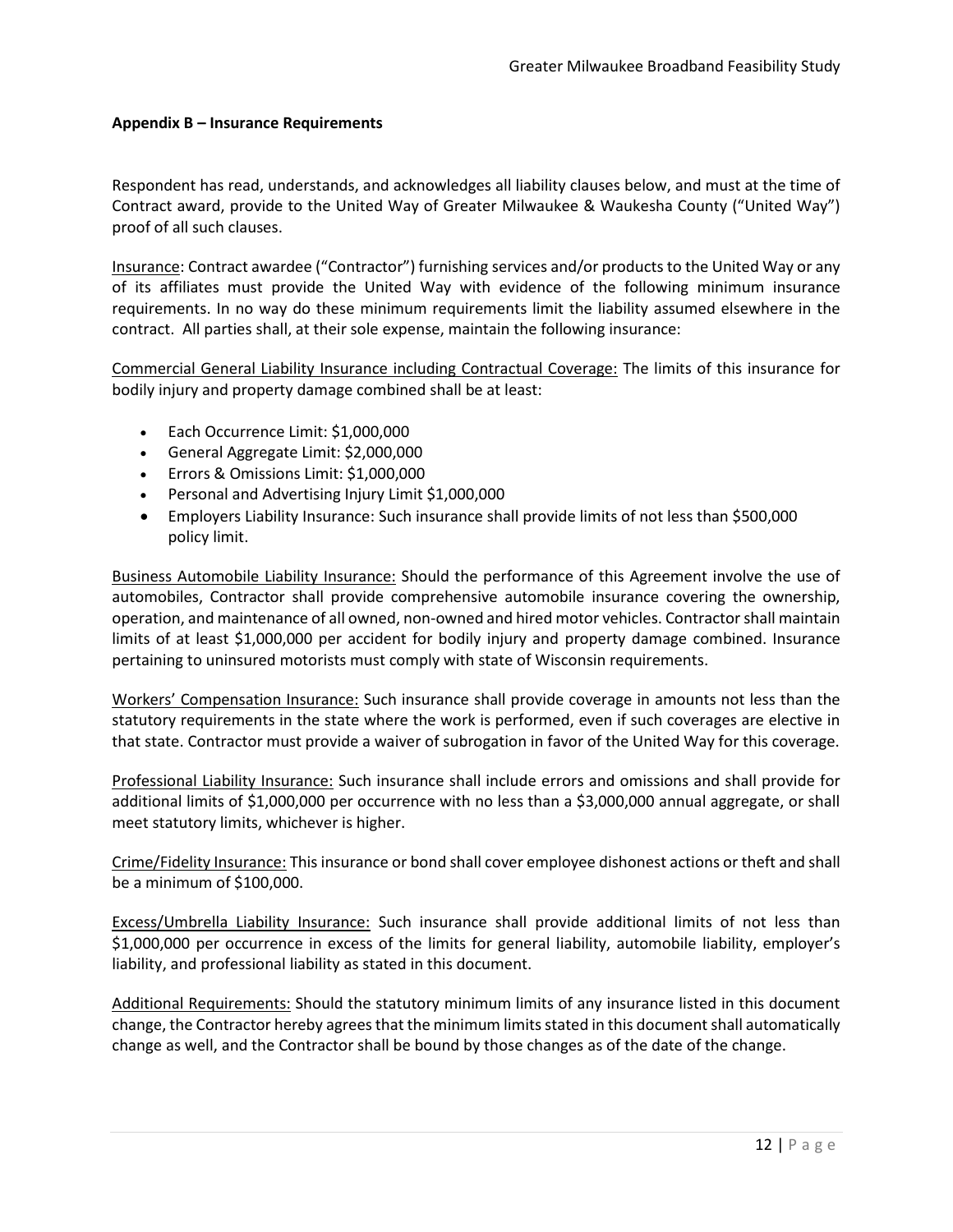**Appendix B – Insurance Requirements**

Respondent has read, understands, and acknowledges all liability clauses below, and must at the time of Contract award, provide to the United Way of Greater Milwaukee & Waukesha County ("United Way") proof of all such clauses.

Insurance: Contract awardee ("Contractor") furnishing services and/or products to the United Way or any of its affiliates must provide the United Way with evidence of the following minimum insurance requirements. In no way do these minimum requirements limit the liability assumed elsewhere in the contract. All parties shall, at their sole expense, maintain the following insurance:

Commercial General Liability Insurance including Contractual Coverage: The limits of this insurance for bodily injury and property damage combined shall be at least:

- Each Occurrence Limit: $1,000,000
- General Aggregate Limit: $2,000,000
- Errors & Omissions Limit: $1,000,000
- Personal and Advertising Injury Limit $1,000,000
- Employers Liability Insurance: Such insurance shall provide limits of not less than $500,000 policy limit.

Business Automobile Liability Insurance: Should the performance of this Agreement involve the use of automobiles, Contractor shall provide comprehensive automobile insurance covering the ownership, operation, and maintenance of all owned, non-owned and hired motor vehicles. Contractor shall maintain limits of at least $1,000,000 per accident for bodily injury and property damage combined. Insurance pertaining to uninsured motorists must comply with state of Wisconsin requirements.

Workers' Compensation Insurance: Such insurance shall provide coverage in amounts not less than the statutory requirements in the state where the work is performed, even if such coverages are elective in that state. Contractor must provide a waiver of subrogation in favor of the United Way for this coverage.

Professional Liability Insurance: Such insurance shall include errors and omissions and shall provide for additional limits of $1,000,000 per occurrence with no less than a $3,000,000 annual aggregate, or shall meet statutory limits, whichever is higher.

Crime/Fidelity Insurance: This insurance or bond shall cover employee dishonest actions or theft and shall be a minimum of $100,000.

Excess/Umbrella Liability Insurance: Such insurance shall provide additional limits of not less than $1,000,000 per occurrence in excess of the limits for general liability, automobile liability, employer's liability, and professional liability as stated in this document.

Additional Requirements: Should the statutory minimum limits of any insurance listed in this document change, the Contractor hereby agrees that the minimum limits stated in this document shall automatically change as well, and the Contractor shall be bound by those changes as of the date of the change.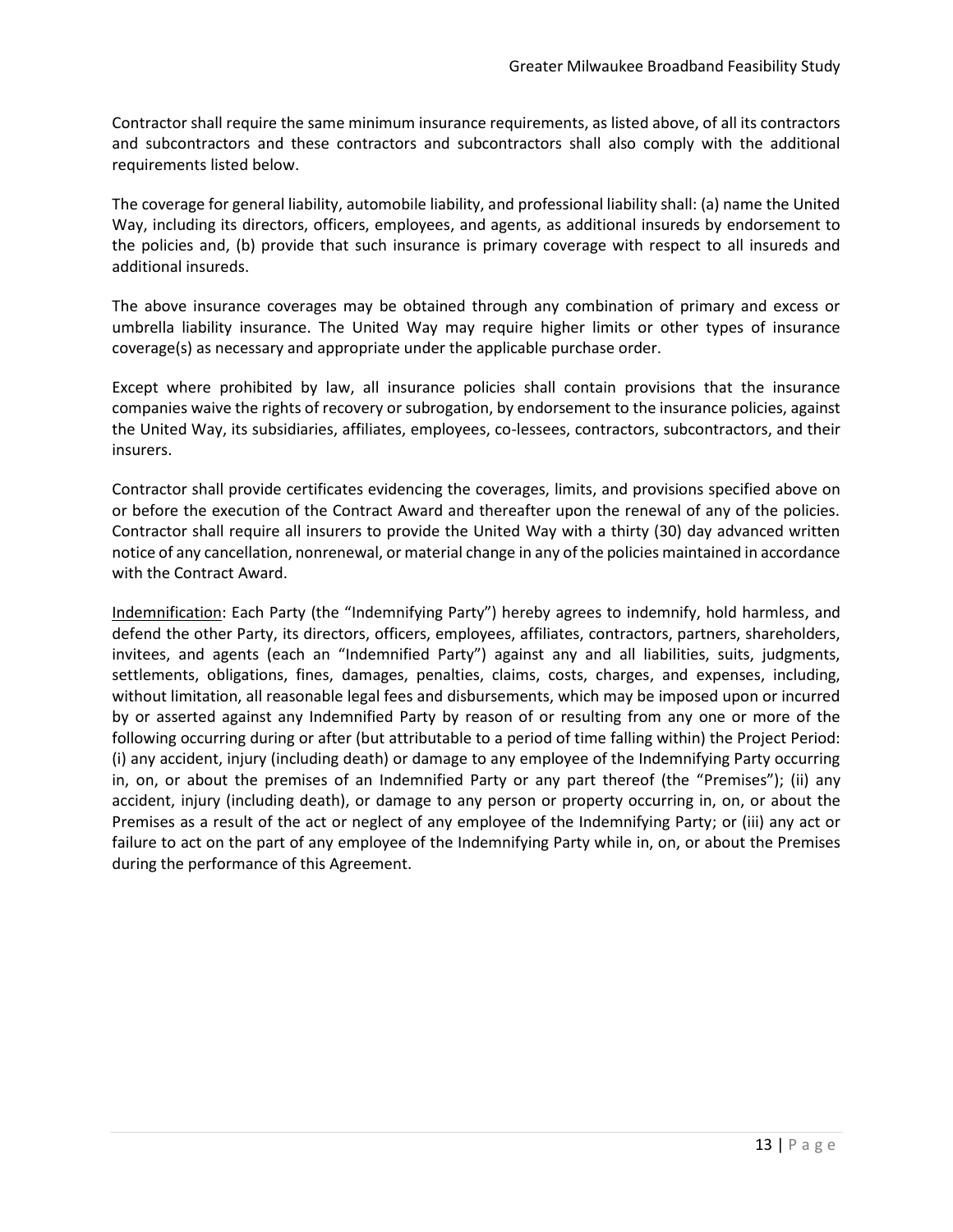Contractor shall require the same minimum insurance requirements, as listed above, of all its contractors and subcontractors and these contractors and subcontractors shall also comply with the additional requirements listed below.

The coverage for general liability, automobile liability, and professional liability shall: (a) name the United Way, including its directors, officers, employees, and agents, as additional insureds by endorsement to the policies and, (b) provide that such insurance is primary coverage with respect to all insureds and additional insureds.

The above insurance coverages may be obtained through any combination of primary and excess or umbrella liability insurance. The United Way may require higher limits or other types of insurance coverage(s) as necessary and appropriate under the applicable purchase order.

Except where prohibited by law, all insurance policies shall contain provisions that the insurance companies waive the rights of recovery or subrogation, by endorsement to the insurance policies, against the United Way, its subsidiaries, affiliates, employees, co-lessees, contractors, subcontractors, and their insurers.

Contractor shall provide certificates evidencing the coverages, limits, and provisions specified above on or before the execution of the Contract Award and thereafter upon the renewal of any of the policies. Contractor shall require all insurers to provide the United Way with a thirty (30) day advanced written notice of any cancellation, nonrenewal, or material change in any of the policies maintained in accordance with the Contract Award.

Indemnification: Each Party (the "Indemnifying Party") hereby agrees to indemnify, hold harmless, and defend the other Party, its directors, officers, employees, affiliates, contractors, partners, shareholders, invitees, and agents (each an "Indemnified Party") against any and all liabilities, suits, judgments, settlements, obligations, fines, damages, penalties, claims, costs, charges, and expenses, including, without limitation, all reasonable legal fees and disbursements, which may be imposed upon or incurred by or asserted against any Indemnified Party by reason of or resulting from any one or more of the following occurring during or after (but attributable to a period of time falling within) the Project Period: (i) any accident, injury (including death) or damage to any employee of the Indemnifying Party occurring in, on, or about the premises of an Indemnified Party or any part thereof (the "Premises"); (ii) any accident, injury (including death), or damage to any person or property occurring in, on, or about the Premises as a result of the act or neglect of any employee of the Indemnifying Party; or (iii) any act or failure to act on the part of any employee of the Indemnifying Party while in, on, or about the Premises during the performance of this Agreement.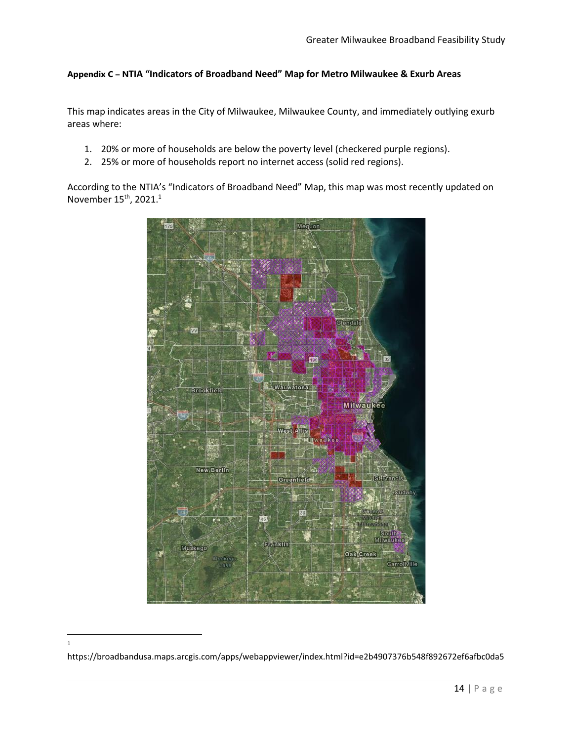**Appendix C – NTIA "Indicators of Broadband Need" Map for Metro Milwaukee & Exurb Areas**

This map indicates areas in the City of Milwaukee, Milwaukee County, and immediately outlying exurb areas where:

1. 20% or more of households are below the poverty level (checkered purple regions).
2. 25% or more of households report no internet access (solid red regions).

According to the NTIA's "Indicators of Broadband Need" Map, this map was most recently updated on November 15th, 2021.[1]

---

[1] https://broadbandusa.maps.arcgis.com/apps/webappviewer/index.html?id=e2b4907376b548f892672ef6afbc0da5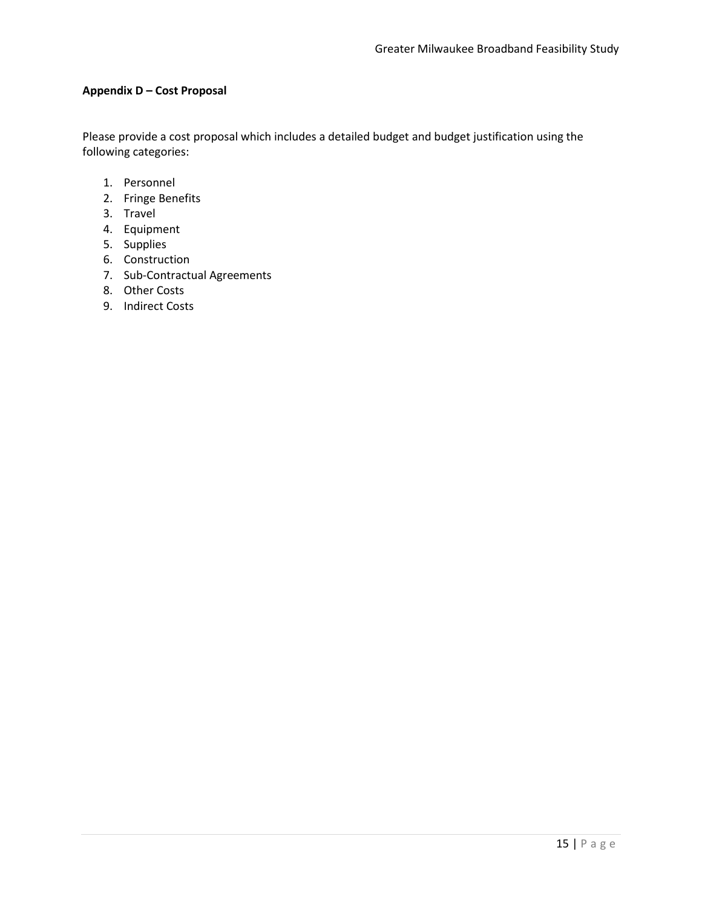**Appendix D – Cost Proposal**

Please provide a cost proposal which includes a detailed budget and budget justification using the following categories:

1. Personnel
2. Fringe Benefits
3. Travel
4. Equipment
5. Supplies
6. Construction
7. Sub-Contractual Agreements
8. Other Costs
9. Indirect Costs